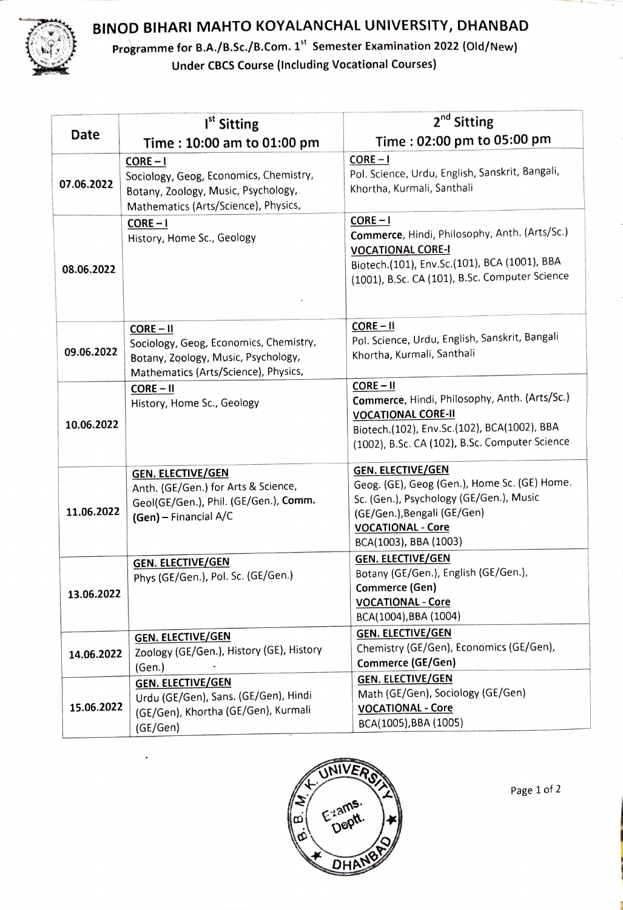# BINOD BIHARI MAHTO KOYALANCHAL UNIVERSITY, DHANBAD

**Programme for B.A./B.Sc./B.Com. 1st Semester Examination 2022 (Old/New)**

**Under CBCS Course (Including Vocational Courses)**

| Date | Ist Sitting<br>Time : 10:00 am to 01:00 pm | 2nd Sitting<br>Time : 02:00 pm to 05:00 pm |
|---|---|---|
| 07.06.2022 | **CORE – I**<br>Sociology, Geog, Economics, Chemistry, Botany, Zoology, Music, Psychology, Mathematics (Arts/Science), Physics, | **CORE – I**<br>Pol. Science, Urdu, English, Sanskrit, Bangali, Khortha, Kurmali, Santhali |
| 08.06.2022 | **CORE – I**<br>History, Home Sc., Geology | **CORE – I**<br>**Commerce**, Hindi, Philosophy, Anth. (Arts/Sc.)<br>**VOCATIONAL CORE-I**<br>Biotech.(101), Env.Sc.(101), BCA (1001), BBA (1001), B.Sc. CA (101), B.Sc. Computer Science |
| 09.06.2022 | **CORE – II**<br>Sociology, Geog, Economics, Chemistry, Botany, Zoology, Music, Psychology, Mathematics (Arts/Science), Physics, | **CORE – II**<br>Pol. Science, Urdu, English, Sanskrit, Bangali Khortha, Kurmali, Santhali |
| 10.06.2022 | **CORE – II**<br>History, Home Sc., Geology | **CORE – II**<br>**Commerce**, Hindi, Philosophy, Anth. (Arts/Sc.)<br>**VOCATIONAL CORE-II**<br>Biotech.(102), Env.Sc.(102), BCA(1002), BBA (1002), B.Sc. CA (102), B.Sc. Computer Science |
| 11.06.2022 | **GEN. ELECTIVE/GEN**<br>Anth. (GE/Gen.) for Arts & Science, Geol(GE/Gen.), Phil. (GE/Gen.), **Comm. (Gen)** – Financial A/C | **GEN. ELECTIVE/GEN**<br>Geog. (GE), Geog (Gen.), Home Sc. (GE) Home. Sc. (Gen.), Psychology (GE/Gen.), Music (GE/Gen.),Bengali (GE/Gen)<br>**VOCATIONAL - Core**<br>BCA(1003), BBA (1003) |
| 13.06.2022 | **GEN. ELECTIVE/GEN**<br>Phys (GE/Gen.), Pol. Sc. (GE/Gen.) | **GEN. ELECTIVE/GEN**<br>Botany (GE/Gen.), English (GE/Gen.), **Commerce (Gen)**<br>**VOCATIONAL - Core**<br>BCA(1004),BBA (1004) |
| 14.06.2022 | **GEN. ELECTIVE/GEN**<br>Zoology (GE/Gen.), History (GE), History (Gen.) | **GEN. ELECTIVE/GEN**<br>Chemistry (GE/Gen), Economics (GE/Gen), **Commerce (GE/Gen)** |
| 15.06.2022 | **GEN. ELECTIVE/GEN**<br>Urdu (GE/Gen), Sans. (GE/Gen), Hindi (GE/Gen), Khortha (GE/Gen), Kurmali (GE/Gen) | **GEN. ELECTIVE/GEN**<br>Math (GE/Gen), Sociology (GE/Gen)<br>**VOCATIONAL - Core**<br>BCA(1005),BBA (1005) |

B. B. M. K. UNIVERSITY Exams. Deptt. DHANBAD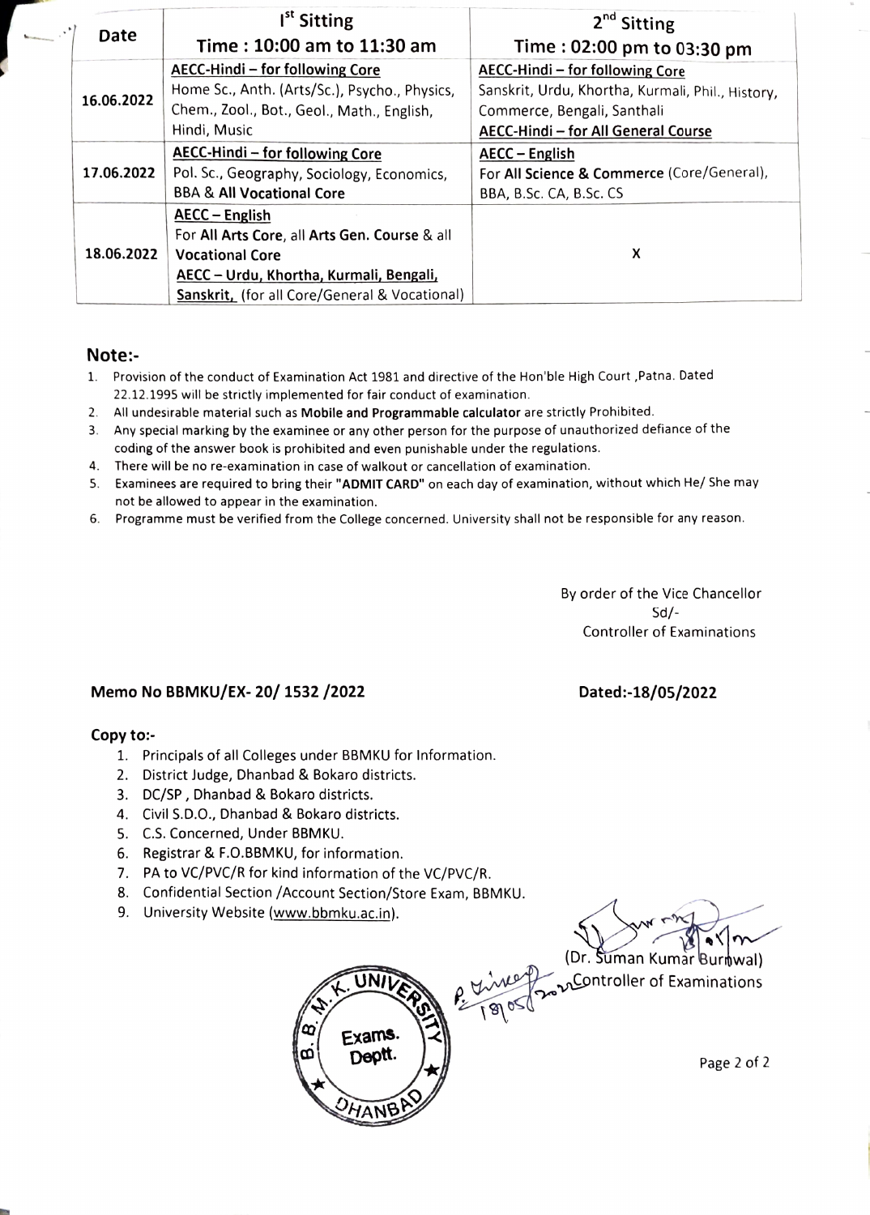| Date | I[st] Sitting<br>Time : 10:00 am to 11:30 am | 2[nd] Sitting<br>Time : 02:00 pm to 03:30 pm |
|---|---|---|
| 16.06.2022 | **AECC-Hindi – for following Core**<br>Home Sc., Anth. (Arts/Sc.), Psycho., Physics, Chem., Zool., Bot., Geol., Math., English, Hindi, Music | **AECC-Hindi – for following Core**<br>Sanskrit, Urdu, Khortha, Kurmali, Phil., History, Commerce, Bengali, Santhali<br>**AECC-Hindi – for All General Course** |
| 17.06.2022 | **AECC-Hindi – for following Core**<br>Pol. Sc., Geography, Sociology, Economics, BBA & **All Vocational Core** | **AECC – English**<br>For **All Science & Commerce** (Core/General), BBA, B.Sc. CA, B.Sc. CS |
| 18.06.2022 | **AECC – English**<br>For **All Arts Core**, all **Arts Gen. Course** & all **Vocational Core**<br>**AECC – Urdu, Khortha, Kurmali, Bengali, Sanskrit,** (for all Core/General & Vocational) | X |

## Note:-

1. Provision of the conduct of Examination Act 1981 and directive of the Hon'ble High Court ,Patna. Dated 22.12.1995 will be strictly implemented for fair conduct of examination.
2. All undesirable material such as **Mobile and Programmable calculator** are strictly Prohibited.
3. Any special marking by the examinee or any other person for the purpose of unauthorized defiance of the coding of the answer book is prohibited and even punishable under the regulations.
4. There will be no re-examination in case of walkout or cancellation of examination.
5. Examinees are required to bring their **"ADMIT CARD"** on each day of examination, without which He/ She may not be allowed to appear in the examination.
6. Programme must be verified from the College concerned. University shall not be responsible for any reason.

By order of the Vice Chancellor
Sd/-
Controller of Examinations

**Memo No BBMKU/EX- 20/ 1532 /2022** **Dated:-18/05/2022**

**Copy to:-**

1. Principals of all Colleges under BBMKU for Information.
2. District Judge, Dhanbad & Bokaro districts.
3. DC/SP , Dhanbad & Bokaro districts.
4. Civil S.D.O., Dhanbad & Bokaro districts.
5. C.S. Concerned, Under BBMKU.
6. Registrar & F.O.BBMKU, for information.
7. PA to VC/PVC/R for kind information of the VC/PVC/R.
8. Confidential Section /Account Section/Store Exam, BBMKU.
9. University Website (www.bbmku.ac.in).

(Dr. Suman Kumar Burnwal)
Controller of Examinations

B.B.M.K. UNIVERSITY Exams. Deptt. DHANBAD